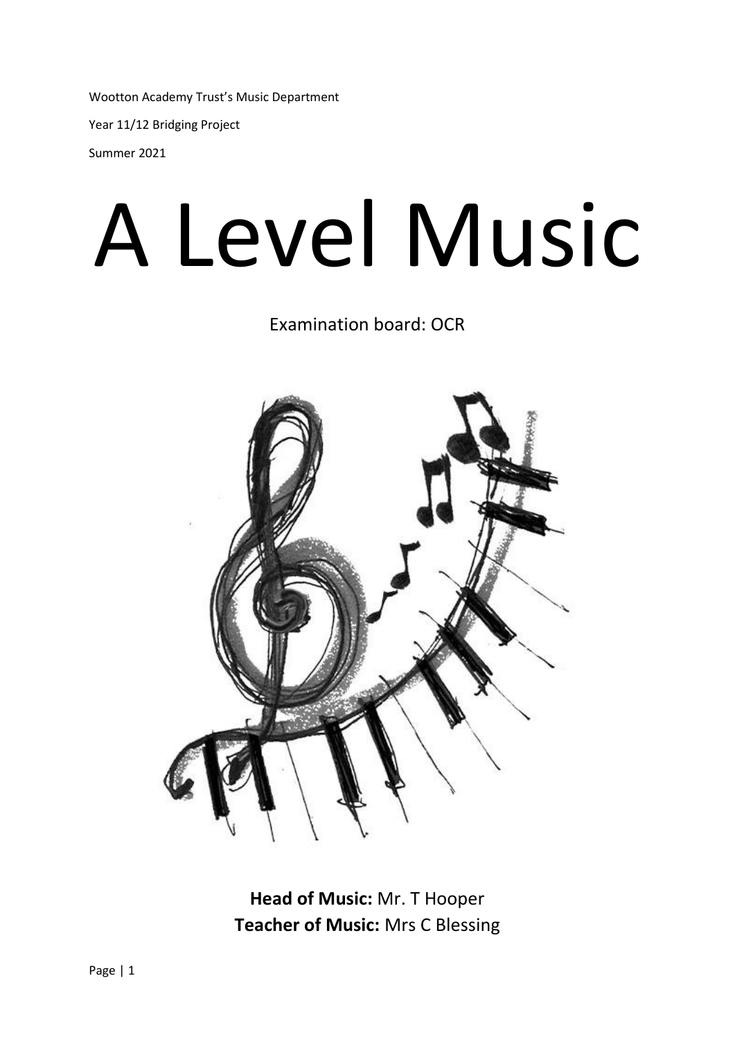Wootton Academy Trust's Music Department

Year 11/12 Bridging Project

Summer 2021

# A Level Music

Examination board: OCR

**Head of Music:** Mr. T Hooper
**Teacher of Music:** Mrs C Blessing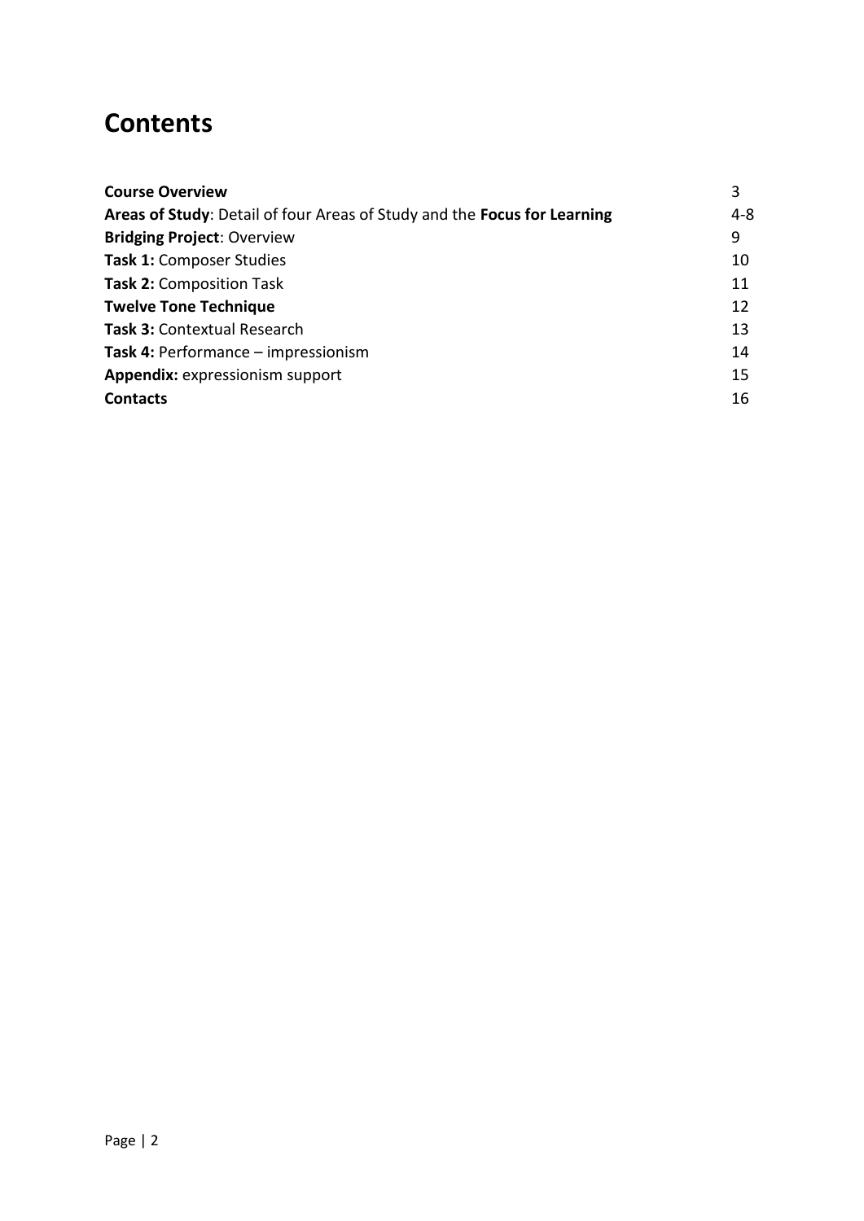# Contents

| | |
|---|---|
| **Course Overview** | 3 |
| **Areas of Study**: Detail of four Areas of Study and the **Focus for Learning** | 4-8 |
| **Bridging Project**: Overview | 9 |
| **Task 1:** Composer Studies | 10 |
| **Task 2:** Composition Task | 11 |
| **Twelve Tone Technique** | 12 |
| **Task 3:** Contextual Research | 13 |
| **Task 4:** Performance – impressionism | 14 |
| **Appendix:** expressionism support | 15 |
| **Contacts** | 16 |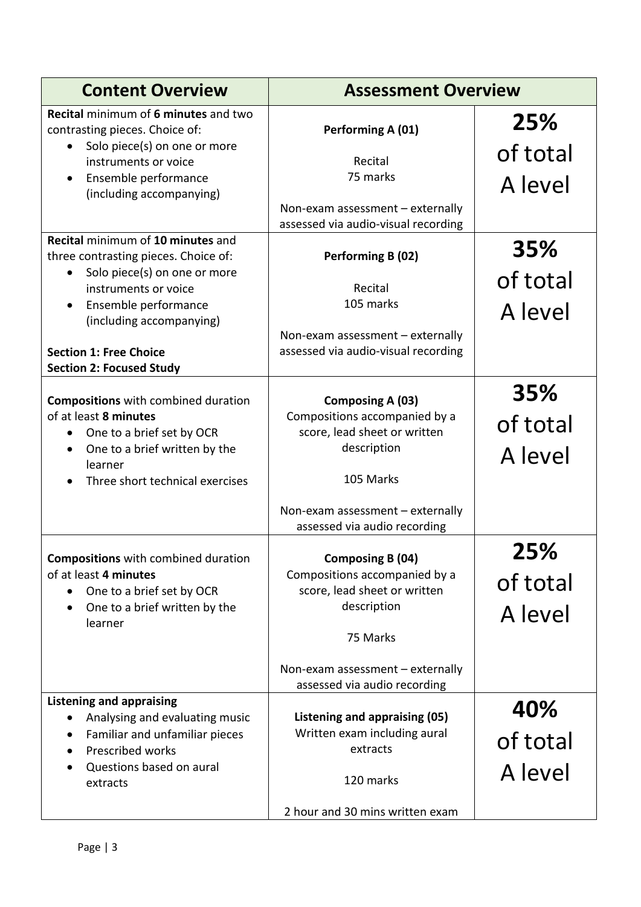| Content Overview | Assessment Overview | |
|---|---|---|
| **Recital** minimum of **6 minutes** and two contrasting pieces. Choice of:<br>• Solo piece(s) on one or more instruments or voice<br>• Ensemble performance (including accompanying) | **Performing A (01)**<br><br>Recital<br>75 marks<br><br>Non-exam assessment – externally assessed via audio-visual recording | **25%** of total A level |
| **Recital** minimum of **10 minutes** and three contrasting pieces. Choice of:<br>• Solo piece(s) on one or more instruments or voice<br>• Ensemble performance (including accompanying)<br><br>**Section 1: Free Choice**<br>**Section 2: Focused Study** | **Performing B (02)**<br><br>Recital<br>105 marks<br><br>Non-exam assessment – externally assessed via audio-visual recording | **35%** of total A level |
| **Compositions** with combined duration of at least **8 minutes**<br>• One to a brief set by OCR<br>• One to a brief written by the learner<br>• Three short technical exercises | **Composing A (03)**<br>Compositions accompanied by a score, lead sheet or written description<br><br>105 Marks<br><br>Non-exam assessment – externally assessed via audio recording | **35%** of total A level |
| **Compositions** with combined duration of at least **4 minutes**<br>• One to a brief set by OCR<br>• One to a brief written by the learner | **Composing B (04)**<br>Compositions accompanied by a score, lead sheet or written description<br><br>75 Marks<br><br>Non-exam assessment – externally assessed via audio recording | **25%** of total A level |
| **Listening and appraising**<br>• Analysing and evaluating music<br>• Familiar and unfamiliar pieces<br>• Prescribed works<br>• Questions based on aural extracts | **Listening and appraising (05)**<br>Written exam including aural extracts<br><br>120 marks<br><br>2 hour and 30 mins written exam | **40%** of total A level |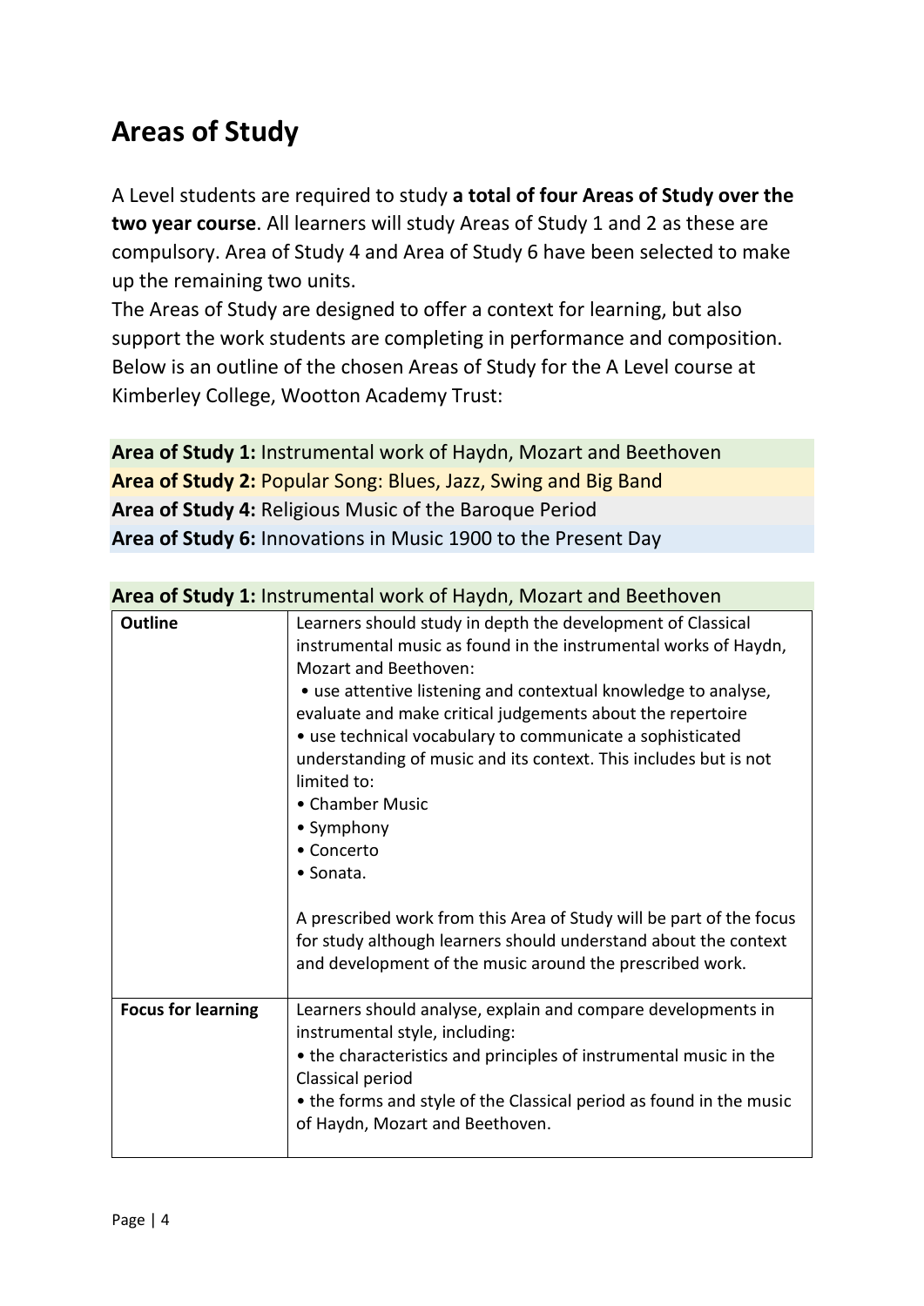# Areas of Study

A Level students are required to study **a total of four Areas of Study over the two year course**. All learners will study Areas of Study 1 and 2 as these are compulsory. Area of Study 4 and Area of Study 6 have been selected to make up the remaining two units.

The Areas of Study are designed to offer a context for learning, but also support the work students are completing in performance and composition. Below is an outline of the chosen Areas of Study for the A Level course at Kimberley College, Wootton Academy Trust:

**Area of Study 1:** Instrumental work of Haydn, Mozart and Beethoven

**Area of Study 2:** Popular Song: Blues, Jazz, Swing and Big Band

**Area of Study 4:** Religious Music of the Baroque Period

**Area of Study 6:** Innovations in Music 1900 to the Present Day

**Area of Study 1:** Instrumental work of Haydn, Mozart and Beethoven

| | |
|---|---|
| **Outline** | Learners should study in depth the development of Classical instrumental music as found in the instrumental works of Haydn, Mozart and Beethoven:<br>• use attentive listening and contextual knowledge to analyse, evaluate and make critical judgements about the repertoire<br>• use technical vocabulary to communicate a sophisticated understanding of music and its context. This includes but is not limited to:<br>• Chamber Music<br>• Symphony<br>• Concerto<br>• Sonata.<br><br>A prescribed work from this Area of Study will be part of the focus for study although learners should understand about the context and development of the music around the prescribed work. |
| **Focus for learning** | Learners should analyse, explain and compare developments in instrumental style, including:<br>• the characteristics and principles of instrumental music in the Classical period<br>• the forms and style of the Classical period as found in the music of Haydn, Mozart and Beethoven. |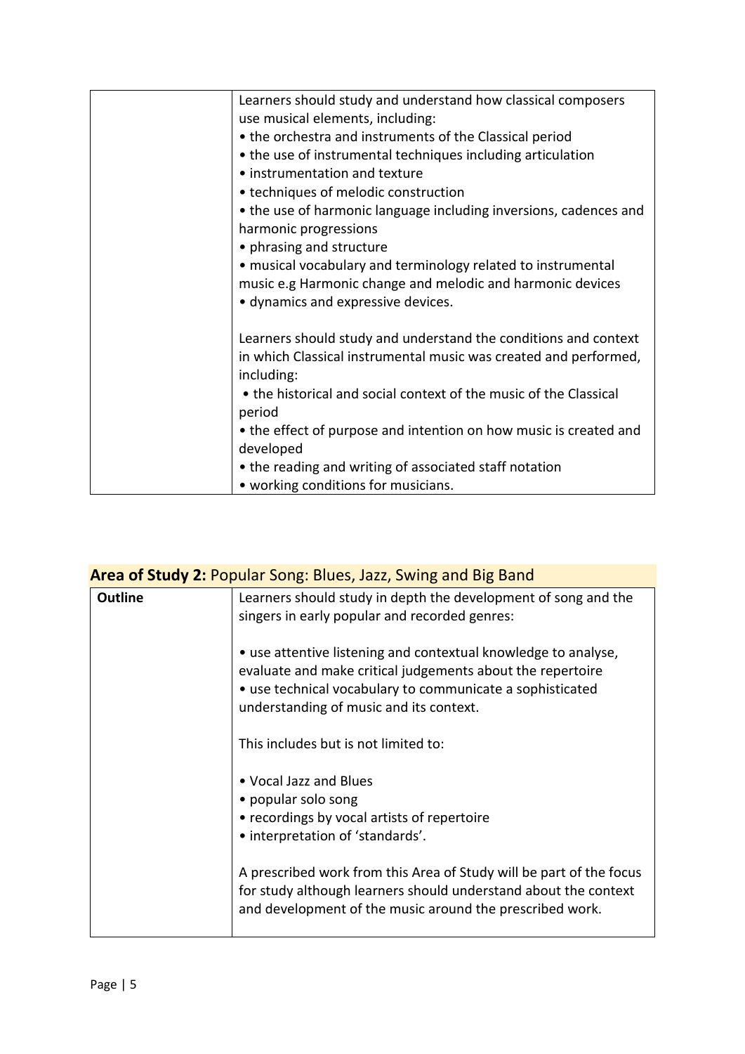| | |
|---|---|
| | Learners should study and understand how classical composers use musical elements, including:<br>• the orchestra and instruments of the Classical period<br>• the use of instrumental techniques including articulation<br>• instrumentation and texture<br>• techniques of melodic construction<br>• the use of harmonic language including inversions, cadences and harmonic progressions<br>• phrasing and structure<br>• musical vocabulary and terminology related to instrumental music e.g Harmonic change and melodic and harmonic devices<br>• dynamics and expressive devices.<br><br>Learners should study and understand the conditions and context in which Classical instrumental music was created and performed, including:<br>• the historical and social context of the music of the Classical period<br>• the effect of purpose and intention on how music is created and developed<br>• the reading and writing of associated staff notation<br>• working conditions for musicians. |

**Area of Study 2:** Popular Song: Blues, Jazz, Swing and Big Band

| | |
|---|---|
| **Outline** | Learners should study in depth the development of song and the singers in early popular and recorded genres:<br><br>• use attentive listening and contextual knowledge to analyse, evaluate and make critical judgements about the repertoire<br>• use technical vocabulary to communicate a sophisticated understanding of music and its context.<br><br>This includes but is not limited to:<br><br>• Vocal Jazz and Blues<br>• popular solo song<br>• recordings by vocal artists of repertoire<br>• interpretation of 'standards'.<br><br>A prescribed work from this Area of Study will be part of the focus for study although learners should understand about the context and development of the music around the prescribed work. |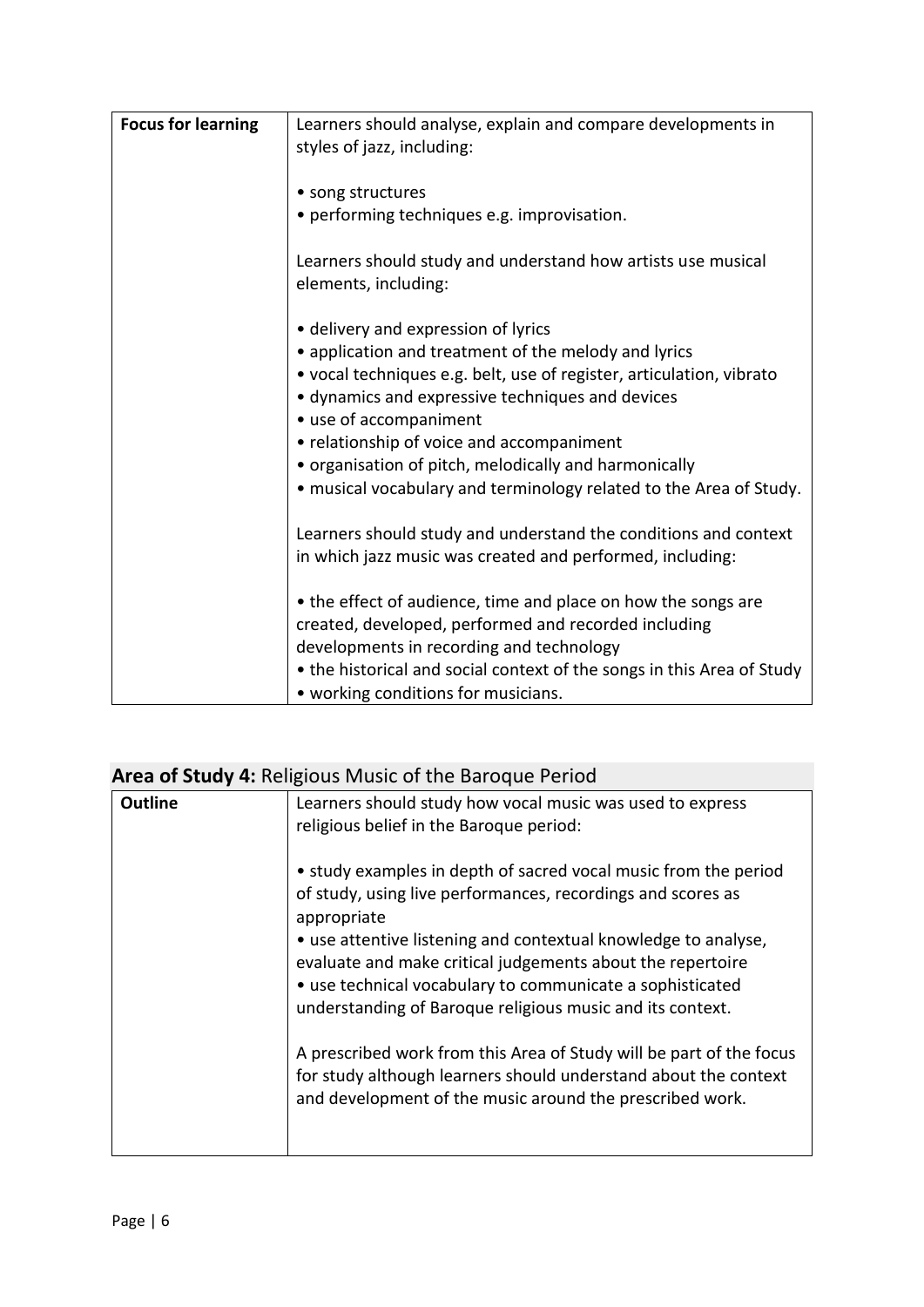| **Focus for learning** | Learners should analyse, explain and compare developments in styles of jazz, including:<br><br>• song structures<br>• performing techniques e.g. improvisation.<br><br>Learners should study and understand how artists use musical elements, including:<br><br>• delivery and expression of lyrics<br>• application and treatment of the melody and lyrics<br>• vocal techniques e.g. belt, use of register, articulation, vibrato<br>• dynamics and expressive techniques and devices<br>• use of accompaniment<br>• relationship of voice and accompaniment<br>• organisation of pitch, melodically and harmonically<br>• musical vocabulary and terminology related to the Area of Study.<br><br>Learners should study and understand the conditions and context in which jazz music was created and performed, including:<br><br>• the effect of audience, time and place on how the songs are created, developed, performed and recorded including developments in recording and technology<br>• the historical and social context of the songs in this Area of Study<br>• working conditions for musicians. |
|---|---|

## **Area of Study 4:** Religious Music of the Baroque Period

| **Outline** | Learners should study how vocal music was used to express religious belief in the Baroque period:<br><br>• study examples in depth of sacred vocal music from the period of study, using live performances, recordings and scores as appropriate<br>• use attentive listening and contextual knowledge to analyse, evaluate and make critical judgements about the repertoire<br>• use technical vocabulary to communicate a sophisticated understanding of Baroque religious music and its context.<br><br>A prescribed work from this Area of Study will be part of the focus for study although learners should understand about the context and development of the music around the prescribed work. |
|---|---|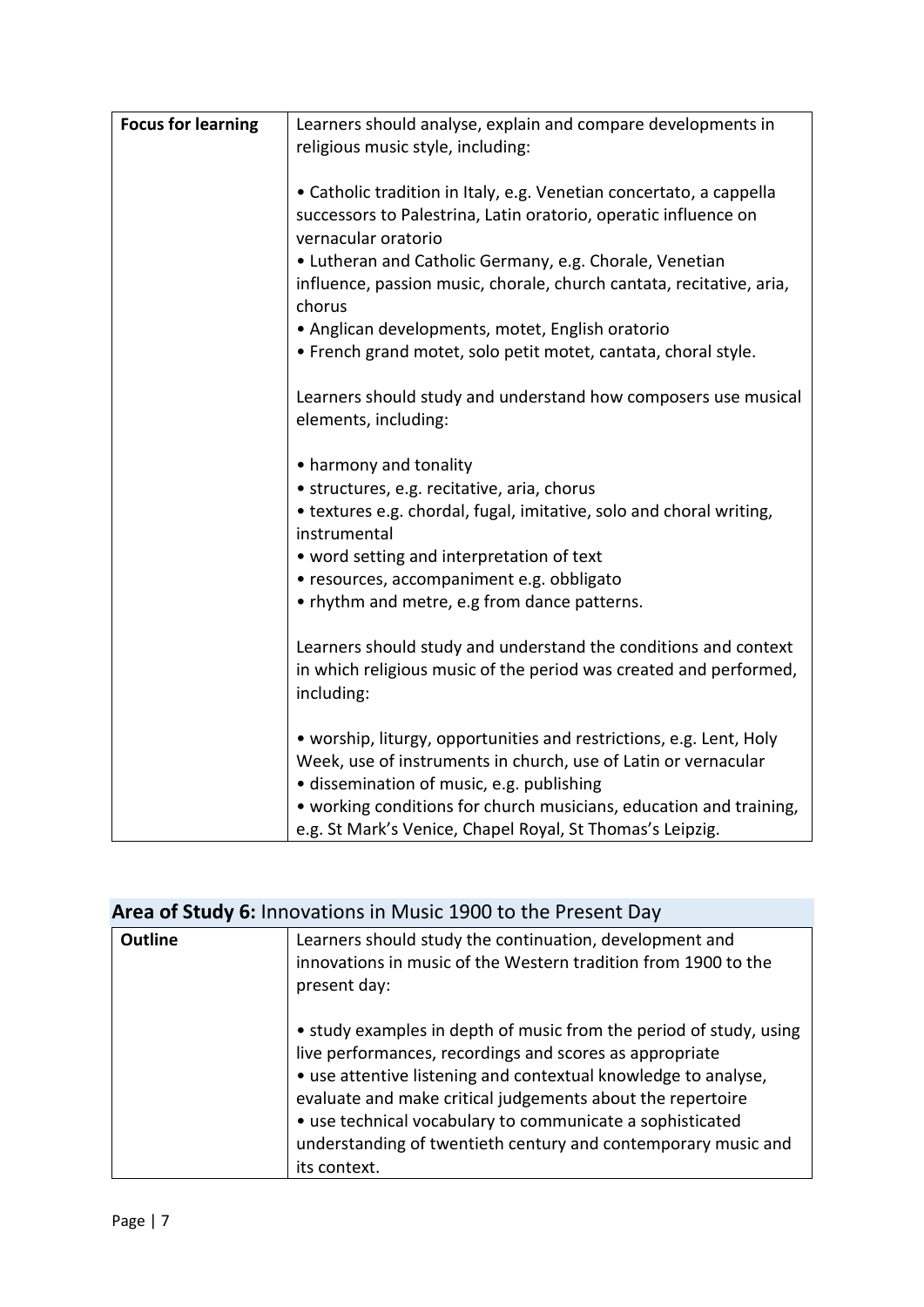| Focus for learning | Learners should analyse, explain and compare developments in religious music style, including:<br><br>• Catholic tradition in Italy, e.g. Venetian concertato, a cappella successors to Palestrina, Latin oratorio, operatic influence on vernacular oratorio<br>• Lutheran and Catholic Germany, e.g. Chorale, Venetian influence, passion music, chorale, church cantata, recitative, aria, chorus<br>• Anglican developments, motet, English oratorio<br>• French grand motet, solo petit motet, cantata, choral style.<br><br>Learners should study and understand how composers use musical elements, including:<br><br>• harmony and tonality<br>• structures, e.g. recitative, aria, chorus<br>• textures e.g. chordal, fugal, imitative, solo and choral writing, instrumental<br>• word setting and interpretation of text<br>• resources, accompaniment e.g. obbligato<br>• rhythm and metre, e.g from dance patterns.<br><br>Learners should study and understand the conditions and context in which religious music of the period was created and performed, including:<br><br>• worship, liturgy, opportunities and restrictions, e.g. Lent, Holy Week, use of instruments in church, use of Latin or vernacular<br>• dissemination of music, e.g. publishing<br>• working conditions for church musicians, education and training, e.g. St Mark's Venice, Chapel Royal, St Thomas's Leipzig. |
|---|---|

## **Area of Study 6:** Innovations in Music 1900 to the Present Day

| Outline | Learners should study the continuation, development and innovations in music of the Western tradition from 1900 to the present day:<br><br>• study examples in depth of music from the period of study, using live performances, recordings and scores as appropriate<br>• use attentive listening and contextual knowledge to analyse, evaluate and make critical judgements about the repertoire<br>• use technical vocabulary to communicate a sophisticated understanding of twentieth century and contemporary music and its context. |
|---|---|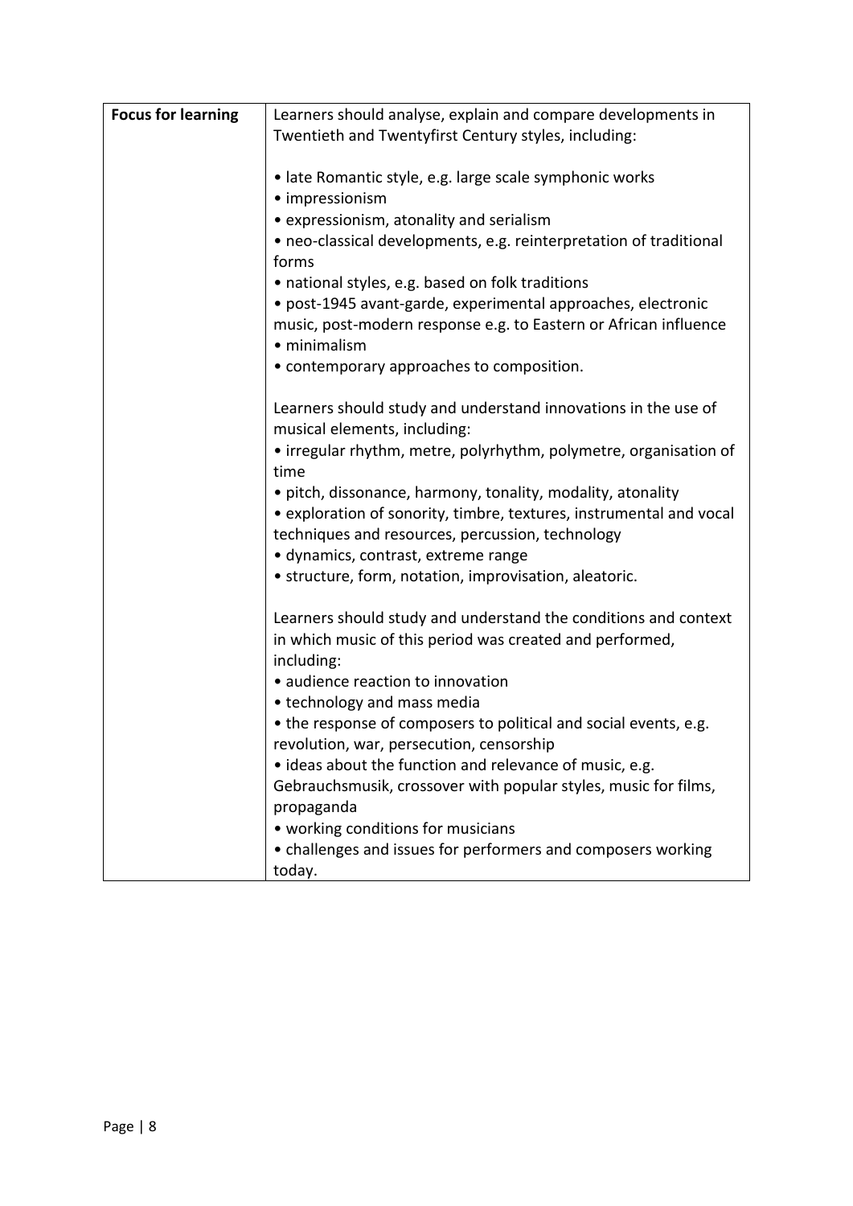| **Focus for learning** | Learners should analyse, explain and compare developments in Twentieth and Twentyfirst Century styles, including:<br><br>• late Romantic style, e.g. large scale symphonic works<br>• impressionism<br>• expressionism, atonality and serialism<br>• neo-classical developments, e.g. reinterpretation of traditional forms<br>• national styles, e.g. based on folk traditions<br>• post-1945 avant-garde, experimental approaches, electronic music, post-modern response e.g. to Eastern or African influence<br>• minimalism<br>• contemporary approaches to composition.<br><br>Learners should study and understand innovations in the use of musical elements, including:<br>• irregular rhythm, metre, polyrhythm, polymetre, organisation of time<br>• pitch, dissonance, harmony, tonality, modality, atonality<br>• exploration of sonority, timbre, textures, instrumental and vocal techniques and resources, percussion, technology<br>• dynamics, contrast, extreme range<br>• structure, form, notation, improvisation, aleatoric.<br><br>Learners should study and understand the conditions and context in which music of this period was created and performed, including:<br>• audience reaction to innovation<br>• technology and mass media<br>• the response of composers to political and social events, e.g. revolution, war, persecution, censorship<br>• ideas about the function and relevance of music, e.g. Gebrauchsmusik, crossover with popular styles, music for films, propaganda<br>• working conditions for musicians<br>• challenges and issues for performers and composers working today. |
|---|---|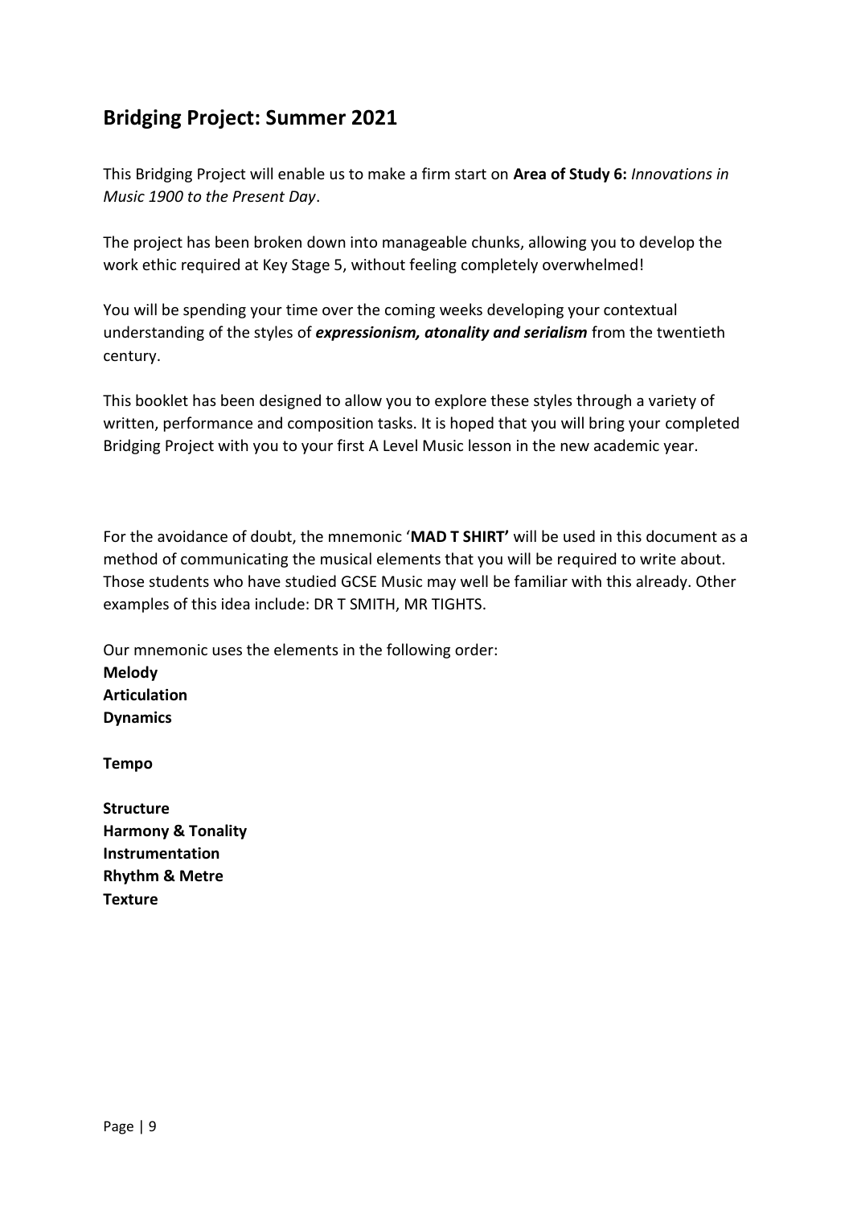## Bridging Project: Summer 2021

This Bridging Project will enable us to make a firm start on **Area of Study 6:** *Innovations in Music 1900 to the Present Day*.

The project has been broken down into manageable chunks, allowing you to develop the work ethic required at Key Stage 5, without feeling completely overwhelmed!

You will be spending your time over the coming weeks developing your contextual understanding of the styles of ***expressionism, atonality and serialism*** from the twentieth century.

This booklet has been designed to allow you to explore these styles through a variety of written, performance and composition tasks. It is hoped that you will bring your completed Bridging Project with you to your first A Level Music lesson in the new academic year.

For the avoidance of doubt, the mnemonic '**MAD T SHIRT'** will be used in this document as a method of communicating the musical elements that you will be required to write about. Those students who have studied GCSE Music may well be familiar with this already. Other examples of this idea include: DR T SMITH, MR TIGHTS.

Our mnemonic uses the elements in the following order:

**Melody**
**Articulation**
**Dynamics**

**Tempo**

**Structure**
**Harmony & Tonality**
**Instrumentation**
**Rhythm & Metre**
**Texture**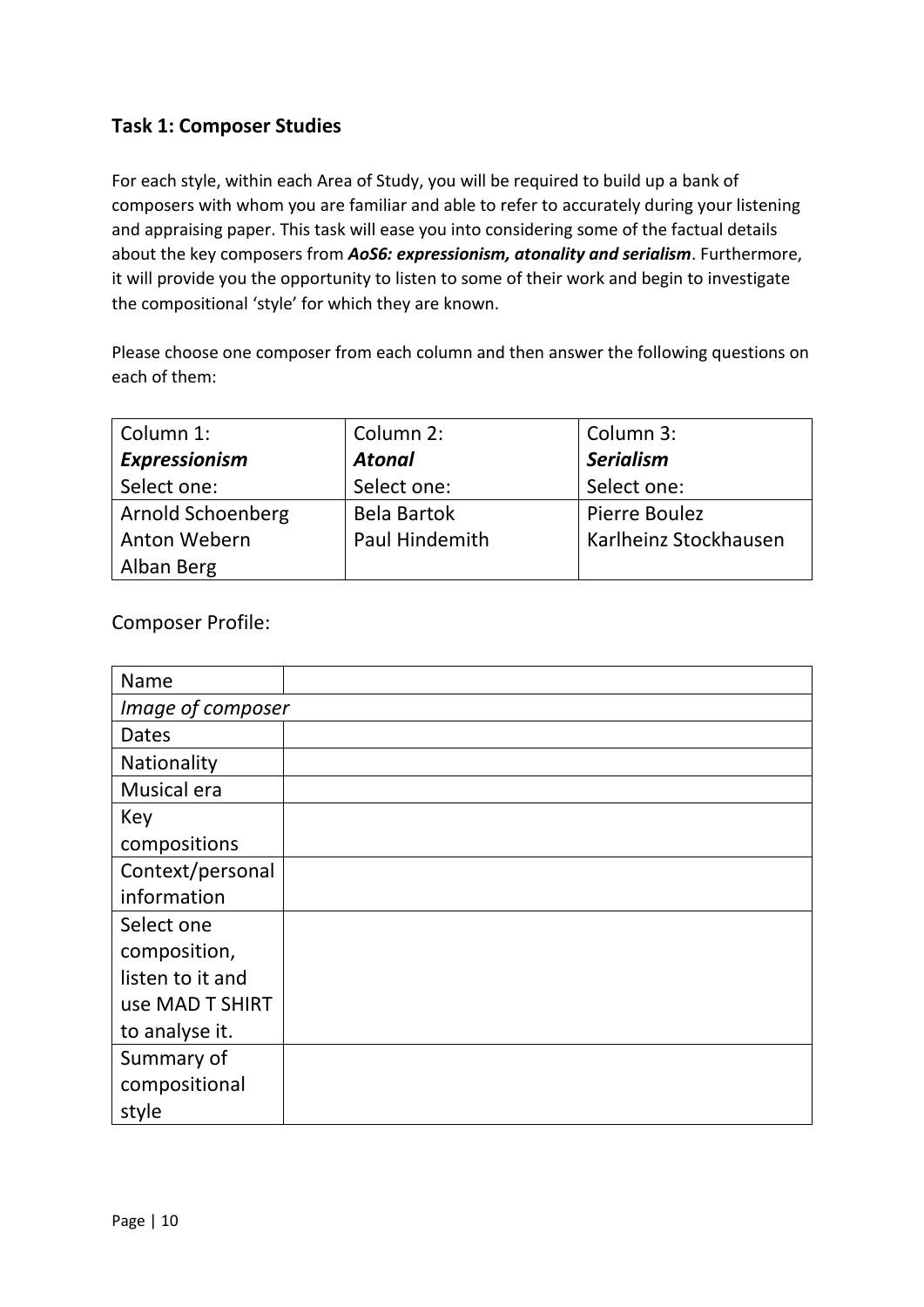## Task 1: Composer Studies

For each style, within each Area of Study, you will be required to build up a bank of composers with whom you are familiar and able to refer to accurately during your listening and appraising paper. This task will ease you into considering some of the factual details about the key composers from ***AoS6: expressionism, atonality and serialism***. Furthermore, it will provide you the opportunity to listen to some of their work and begin to investigate the compositional 'style' for which they are known.

Please choose one composer from each column and then answer the following questions on each of them:

| Column 1: ***Expressionism*** Select one: | Column 2: ***Atonal*** Select one: | Column 3: ***Serialism*** Select one: |
|---|---|---|
| Arnold Schoenberg<br>Anton Webern<br>Alban Berg | Bela Bartok<br>Paul Hindemith | Pierre Boulez<br>Karlheinz Stockhausen |

Composer Profile:

| Name | |
|---|---|
| *Image of composer* | |
| Dates | |
| Nationality | |
| Musical era | |
| Key compositions | |
| Context/personal information | |
| Select one composition, listen to it and use MAD T SHIRT to analyse it. | |
| Summary of compositional style | |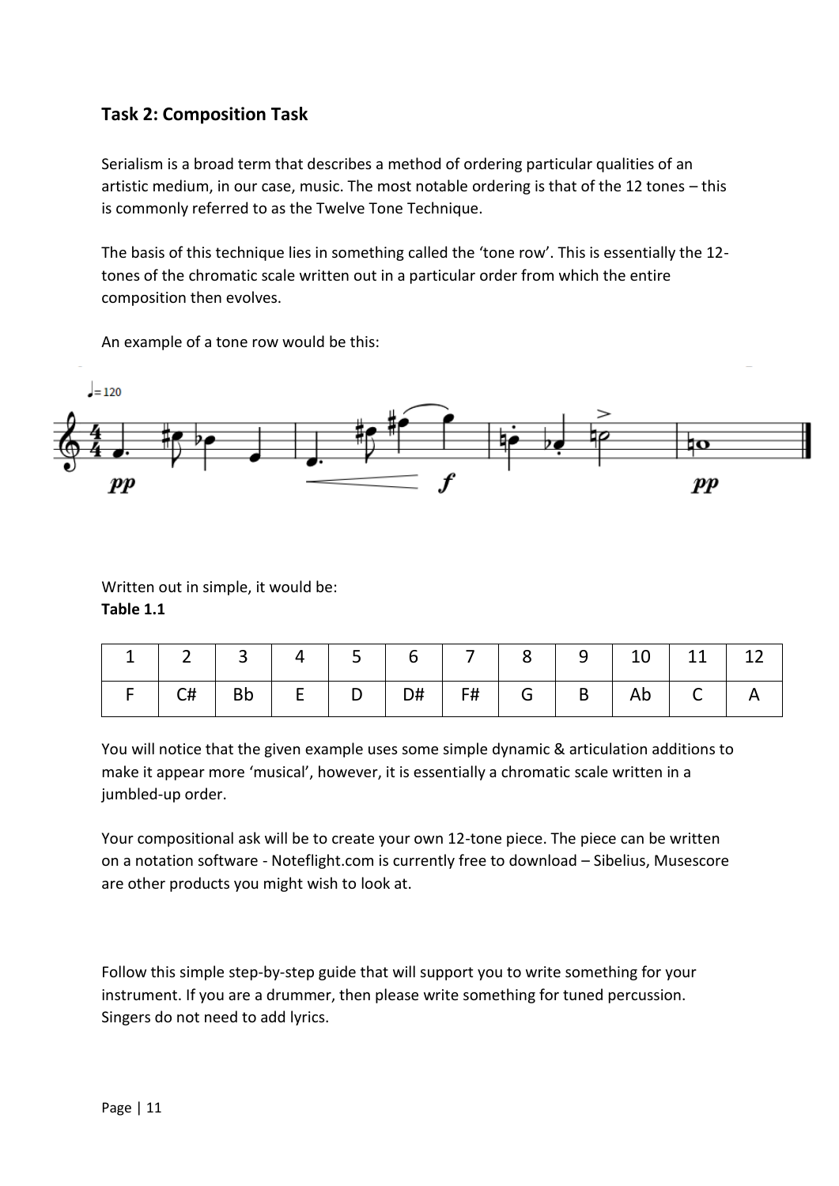### Task 2: Composition Task

Serialism is a broad term that describes a method of ordering particular qualities of an artistic medium, in our case, music. The most notable ordering is that of the 12 tones – this is commonly referred to as the Twelve Tone Technique.

The basis of this technique lies in something called the 'tone row'. This is essentially the 12-tones of the chromatic scale written out in a particular order from which the entire composition then evolves.

An example of a tone row would be this:

Written out in simple, it would be:

**Table 1.1**

| 1 | 2 | 3 | 4 | 5 | 6 | 7 | 8 | 9 | 10 | 11 | 12 |
|---|---|---|---|---|---|---|---|---|---|---|---|
| F | C# | Bb | E | D | D# | F# | G | B | Ab | C | A |

You will notice that the given example uses some simple dynamic & articulation additions to make it appear more 'musical', however, it is essentially a chromatic scale written in a jumbled-up order.

Your compositional ask will be to create your own 12-tone piece. The piece can be written on a notation software - Noteflight.com is currently free to download – Sibelius, Musescore are other products you might wish to look at.

Follow this simple step-by-step guide that will support you to write something for your instrument. If you are a drummer, then please write something for tuned percussion. Singers do not need to add lyrics.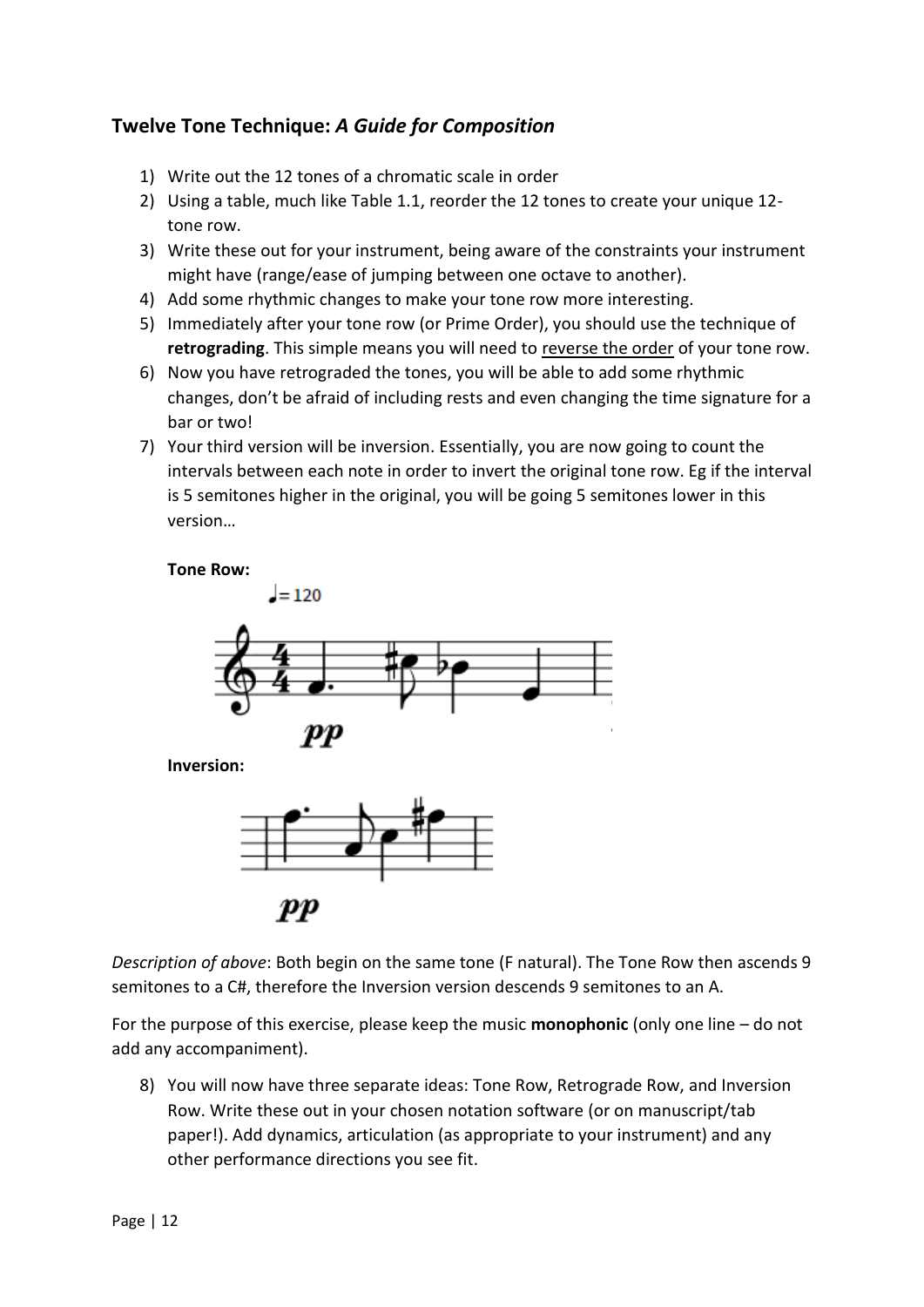## **Twelve Tone Technique:** *A Guide for Composition*

1) Write out the 12 tones of a chromatic scale in order
2) Using a table, much like Table 1.1, reorder the 12 tones to create your unique 12-tone row.
3) Write these out for your instrument, being aware of the constraints your instrument might have (range/ease of jumping between one octave to another).
4) Add some rhythmic changes to make your tone row more interesting.
5) Immediately after your tone row (or Prime Order), you should use the technique of **retrograding**. This simple means you will need to <u>reverse the order</u> of your tone row.
6) Now you have retrograded the tones, you will be able to add some rhythmic changes, don't be afraid of including rests and even changing the time signature for a bar or two!
7) Your third version will be inversion. Essentially, you are now going to count the intervals between each note in order to invert the original tone row. Eg if the interval is 5 semitones higher in the original, you will be going 5 semitones lower in this version…

**Tone Row:**

**Inversion:**

*Description of above*: Both begin on the same tone (F natural). The Tone Row then ascends 9 semitones to a C#, therefore the Inversion version descends 9 semitones to an A.

For the purpose of this exercise, please keep the music **monophonic** (only one line – do not add any accompaniment).

8) You will now have three separate ideas: Tone Row, Retrograde Row, and Inversion Row. Write these out in your chosen notation software (or on manuscript/tab paper!). Add dynamics, articulation (as appropriate to your instrument) and any other performance directions you see fit.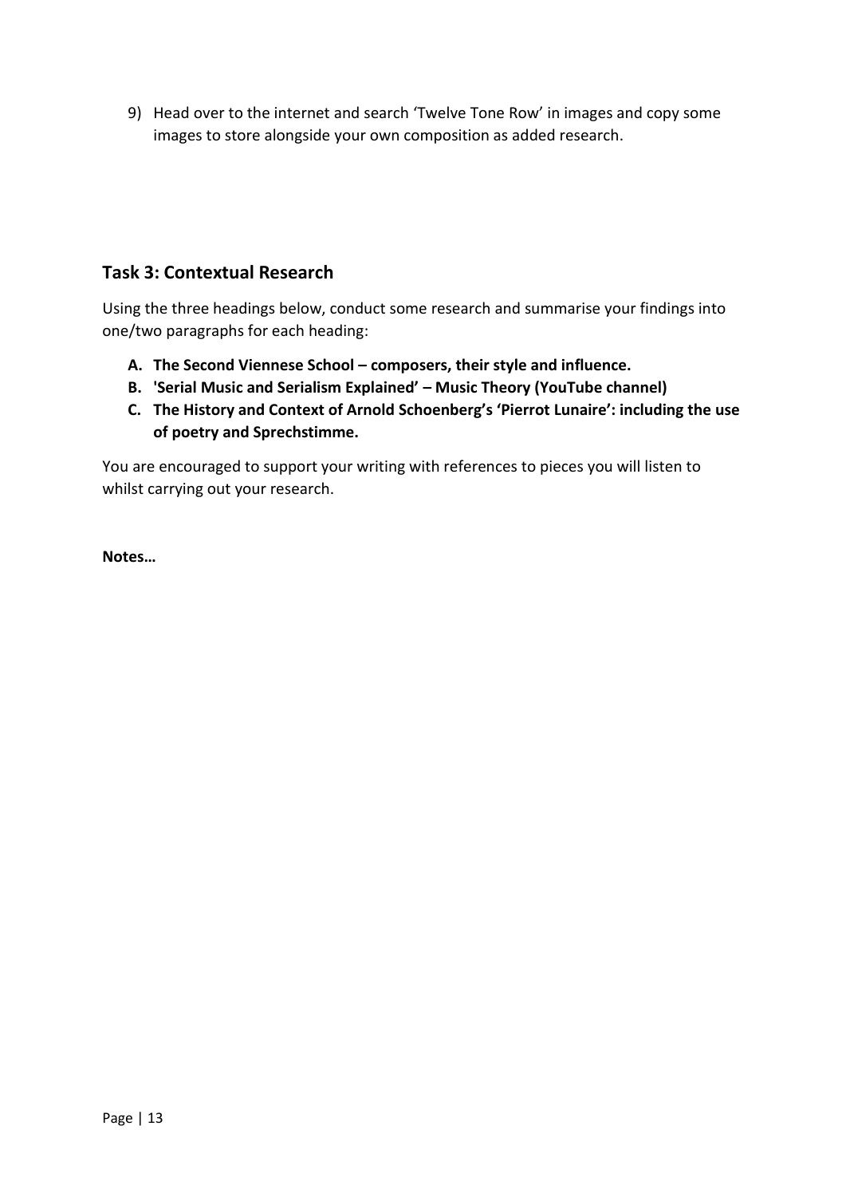9) Head over to the internet and search 'Twelve Tone Row' in images and copy some images to store alongside your own composition as added research.

## Task 3: Contextual Research

Using the three headings below, conduct some research and summarise your findings into one/two paragraphs for each heading:

A. **The Second Viennese School – composers, their style and influence.**
B. **'Serial Music and Serialism Explained' – Music Theory (YouTube channel)**
C. **The History and Context of Arnold Schoenberg's 'Pierrot Lunaire': including the use of poetry and Sprechstimme.**

You are encouraged to support your writing with references to pieces you will listen to whilst carrying out your research.

**Notes…**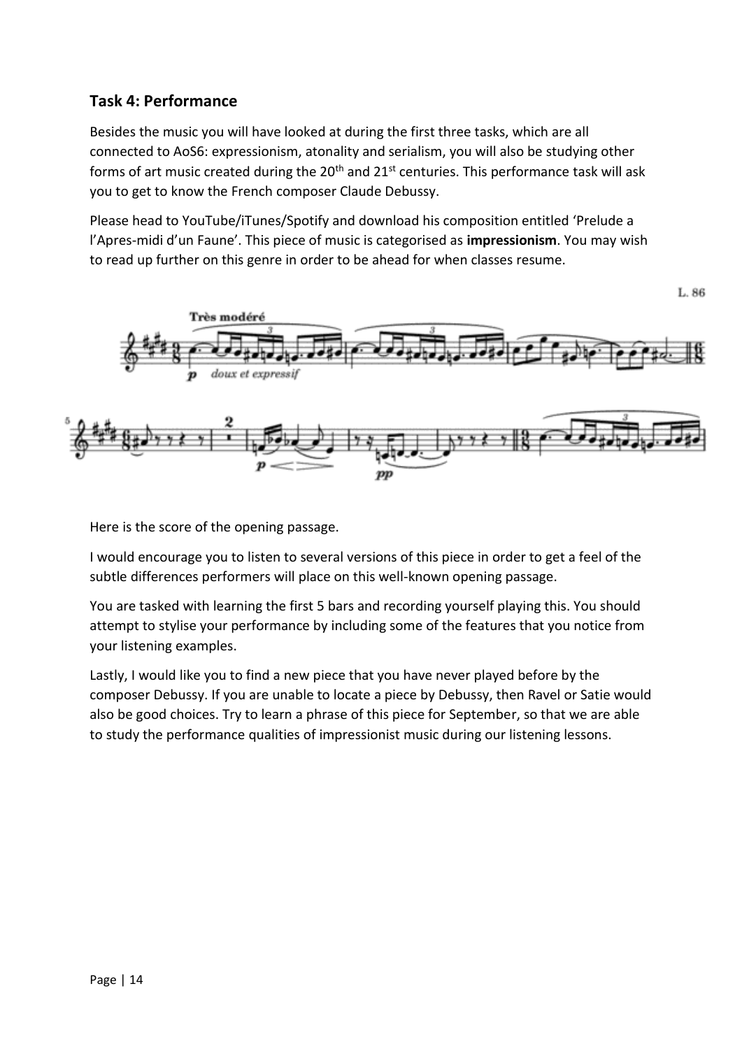## Task 4: Performance

Besides the music you will have looked at during the first three tasks, which are all connected to AoS6: expressionism, atonality and serialism, you will also be studying other forms of art music created during the 20th and 21st centuries. This performance task will ask you to get to know the French composer Claude Debussy.

Please head to YouTube/iTunes/Spotify and download his composition entitled 'Prelude a l'Apres-midi d'un Faune'. This piece of music is categorised as **impressionism**. You may wish to read up further on this genre in order to be ahead for when classes resume.

Here is the score of the opening passage.

I would encourage you to listen to several versions of this piece in order to get a feel of the subtle differences performers will place on this well-known opening passage.

You are tasked with learning the first 5 bars and recording yourself playing this. You should attempt to stylise your performance by including some of the features that you notice from your listening examples.

Lastly, I would like you to find a new piece that you have never played before by the composer Debussy. If you are unable to locate a piece by Debussy, then Ravel or Satie would also be good choices. Try to learn a phrase of this piece for September, so that we are able to study the performance qualities of impressionist music during our listening lessons.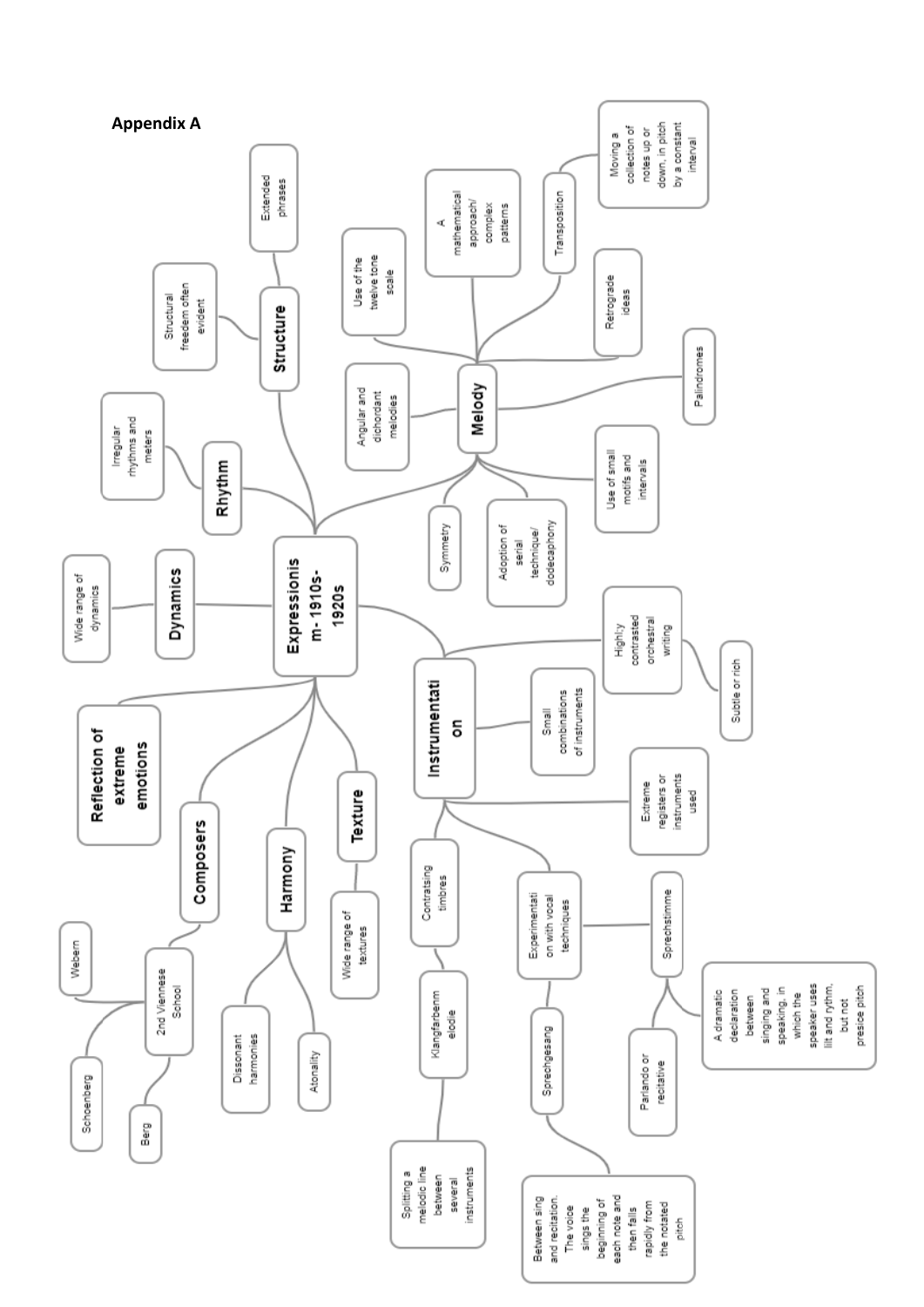## Appendix A

**Expressionism- 1910s-1920s**

- **Structure**
  - Extended phrases
  - Structural freedom often evident
- **Rhythm**
  - Irregular rhythms and meters
- **Dynamics**
  - Wide range of dynamics
- **Reflection of extreme emotions**
- **Composers**
  - 2nd Viennese School
    - Webern
    - Schoenberg
    - Berg
- **Harmony**
  - Dissonant harmonies
  - Atonality
- **Texture**
  - Wide range of textures
- **Melody**
  - Use of the twelve tone scale
  - A mathematical approach/ complex patterns
  - Transposition
    - Moving a collection of notes up or down, in pitch by a constant interval
  - Retrograde ideas
  - Palindromes
  - Angular and dichordant melodies
  - Use of small motifs and intervals
  - Adoption of serial technique/ dodecaphony
  - Symmetry
- **Instrumentation**
  - Highly contrasted orchestral writing
    - Subtle or rich
  - Small combinations of instruments
  - Extreme registers or instruments used
  - Contratsing timbres
    - Klangfarbenmelodie
      - Splitting a melodic line between several instruments
  - Experimentation with vocal techniques
    - Sprechstimme
      - A dramatic declaration between singing and speaking, in which the speaker uses lilt and rythm, but not presice pitch
      - Parlando or recitative
    - Sprechgesang
      - Between sing and recitation. The voice sings the beginning of each note and then falls rapidly from the notated pitch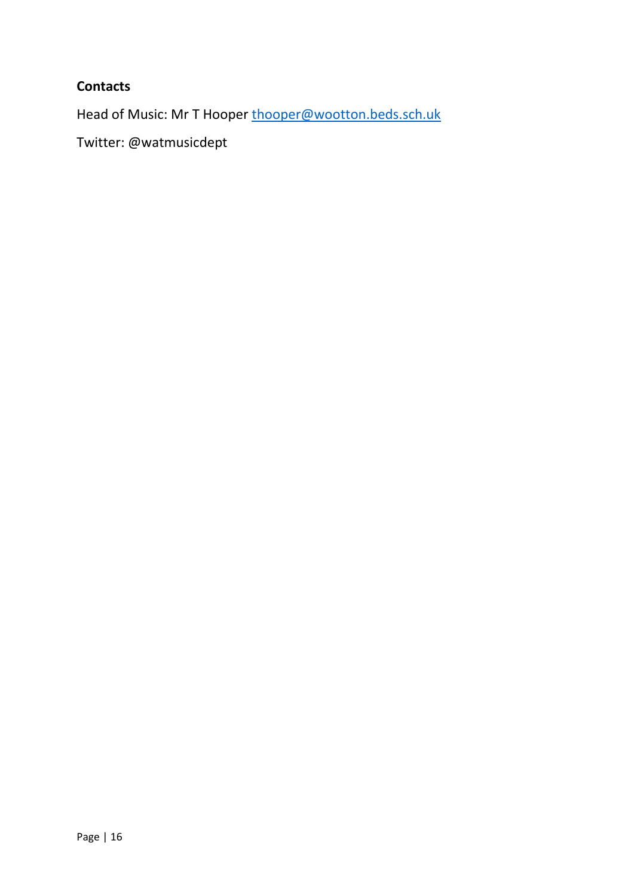**Contacts**

Head of Music: Mr T Hooper thooper@wootton.beds.sch.uk

Twitter: @watmusicdept